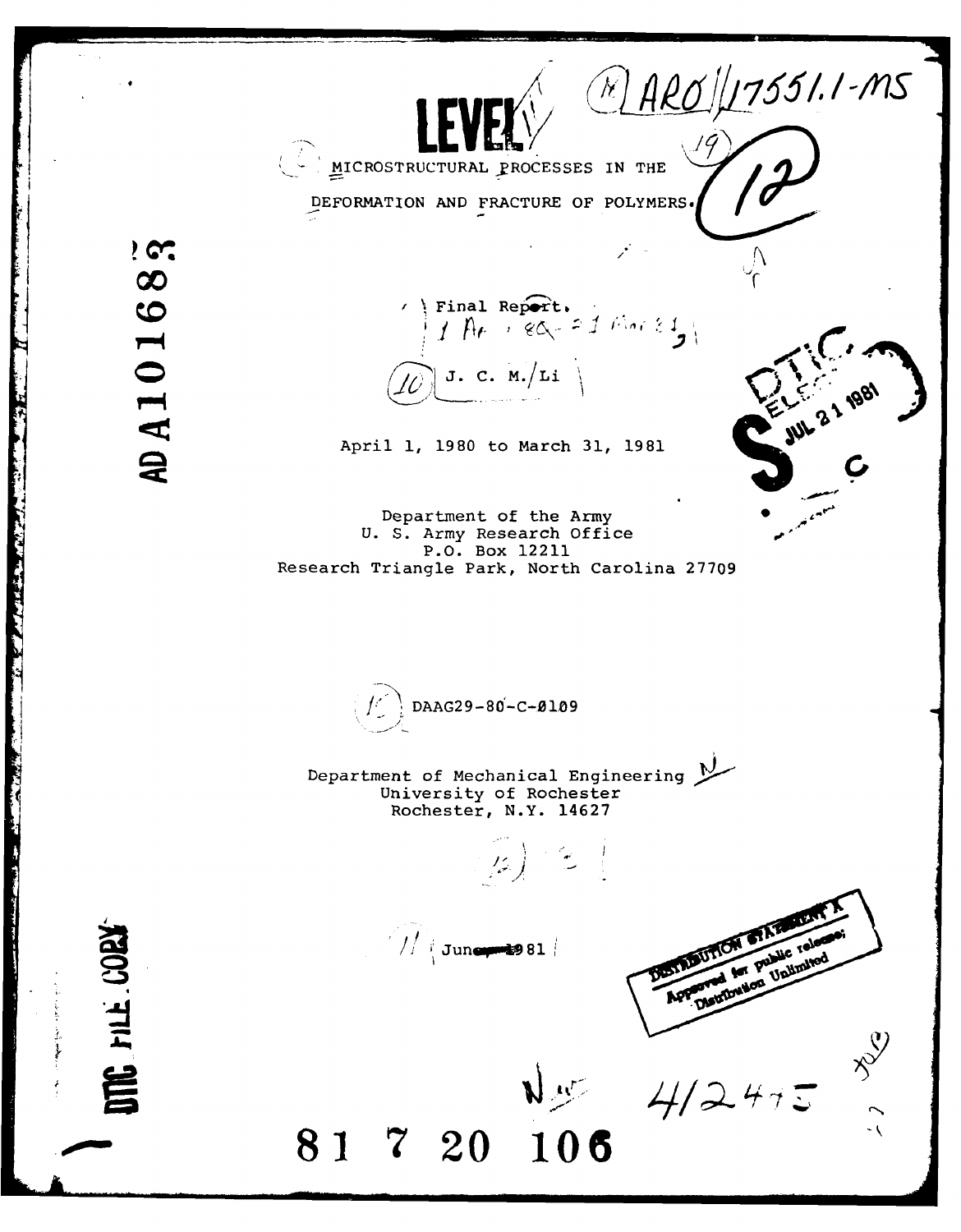LEVEL

ARO 17551.1-MS

AD A101683

# MICROSTRUCTURAL PROCESSES IN THE DEFORMATION AND FRACTURE OF POLYMERS

Final Report

J. C. M. Li

April 1, 1980 to March 31, 1981

Department of the Army
U. S. Army Research Office
P.O. Box 12211
Research Triangle Park, North Carolina 27709

DAAG29-80-C-0109

Department of Mechanical Engineering
University of Rochester
Rochester, N.Y. 14627

June 1981

DTIC ELECTE JUL 21 1981

DISTRIBUTION STATEMENT A
Approved for public release;
Distribution Unlimited

DTIC FILE COPY

81 7 20 106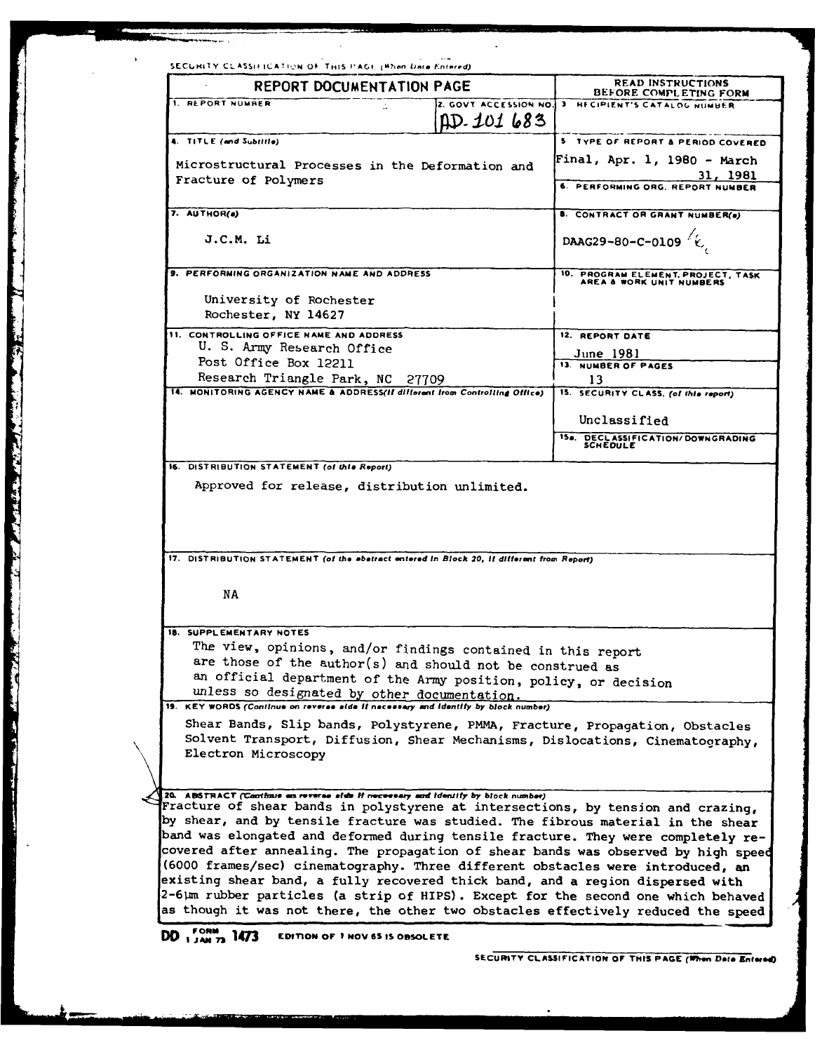SECURITY CLASSIFICATION OF THIS PAGE (When Data Entered)

# REPORT DOCUMENTATION PAGE

READ INSTRUCTIONS BEFORE COMPLETING FORM

| | | |
|---|---|---|
| 1. REPORT NUMBER | 2. GOVT ACCESSION NO. AD-101 683 | 3. RECIPIENT'S CATALOG NUMBER |
| 4. TITLE (and Subtitle) Microstructural Processes in the Deformation and Fracture of Polymers | | 5. TYPE OF REPORT & PERIOD COVERED Final, Apr. 1, 1980 - March 31, 1981 |
| | | 6. PERFORMING ORG. REPORT NUMBER |
| 7. AUTHOR(s) J.C.M. Li | | 8. CONTRACT OR GRANT NUMBER(s) DAAG29-80-C-0109 |
| 9. PERFORMING ORGANIZATION NAME AND ADDRESS University of Rochester Rochester, NY 14627 | | 10. PROGRAM ELEMENT, PROJECT, TASK AREA & WORK UNIT NUMBERS |
| 11. CONTROLLING OFFICE NAME AND ADDRESS U. S. Army Research Office Post Office Box 12211 Research Triangle Park, NC 27709 | | 12. REPORT DATE June 1981 |
| | | 13. NUMBER OF PAGES 13 |
| 14. MONITORING AGENCY NAME & ADDRESS (if different from Controlling Office) | | 15. SECURITY CLASS. (of this report) Unclassified |
| | | 15a. DECLASSIFICATION/DOWNGRADING SCHEDULE |

16. DISTRIBUTION STATEMENT (of this Report)

Approved for release, distribution unlimited.

17. DISTRIBUTION STATEMENT (of the abstract entered in Block 20, if different from Report)

NA

18. SUPPLEMENTARY NOTES

The view, opinions, and/or findings contained in this report are those of the author(s) and should not be construed as an official department of the Army position, policy, or decision unless so designated by other documentation.

19. KEY WORDS (Continue on reverse side if necessary and identify by block number)

Shear Bands, Slip bands, Polystyrene, PMMA, Fracture, Propagation, Obstacles Solvent Transport, Diffusion, Shear Mechanisms, Dislocations, Cinematography, Electron Microscopy

20. ABSTRACT (Continue on reverse side if necessary and identify by block number)

Fracture of shear bands in polystyrene at intersections, by tension and crazing, by shear, and by tensile fracture was studied. The fibrous material in the shear band was elongated and deformed during tensile fracture. They were completely recovered after annealing. The propagation of shear bands was observed by high speed (6000 frames/sec) cinematography. Three different obstacles were introduced, an existing shear band, a fully recovered thick band, and a region dispersed with 2-6μm rubber particles (a strip of HIPS). Except for the second one which behaved as though it was not there, the other two obstacles effectively reduced the speed

DD FORM 1473 1 JAN 73 EDITION OF 1 NOV 65 IS OBSOLETE

SECURITY CLASSIFICATION OF THIS PAGE (When Data Entered)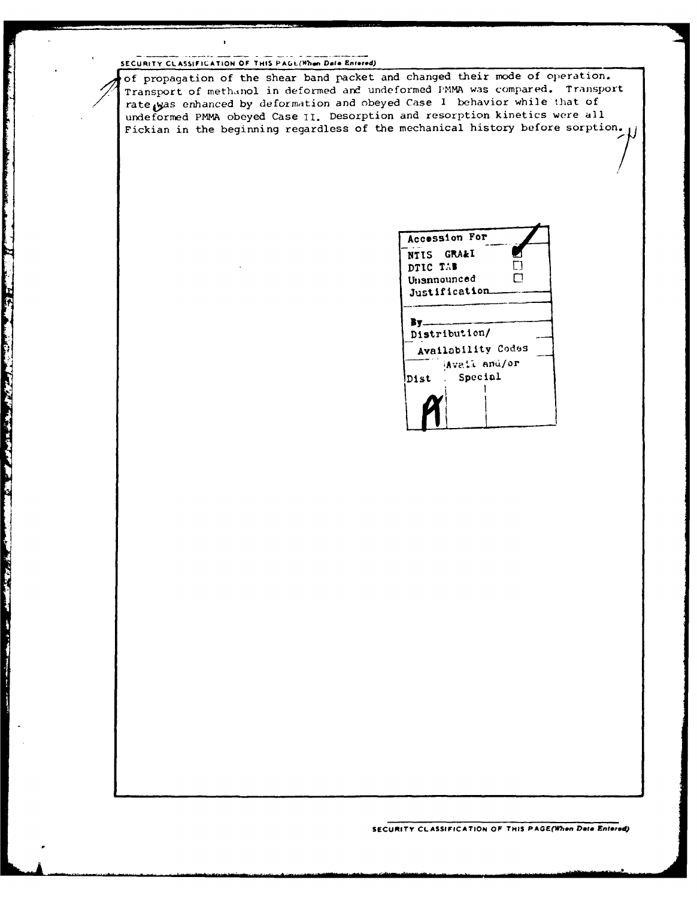SECURITY CLASSIFICATION OF THIS PAGE(When Data Entered)

of propagation of the shear band packet and changed their mode of operation. Transport of methanol in deformed and undeformed PMMA was compared. Transport rate was enhanced by deformation and obeyed Case I behavior while that of undeformed PMMA obeyed Case II. Desorption and resorption kinetics were all Fickian in the beginning regardless of the mechanical history before sorption.

| Accession For | |
|---|---|
| NTIS GRA&I | ☑ |
| DTIC TAB | ☐ |
| Unannounced | ☐ |
| Justification | |
| By | |
| Distribution/ | |
| Availability Codes | |
| Dist | Avail and/or Special |
| A | |

SECURITY CLASSIFICATION OF THIS PAGE(When Data Entered)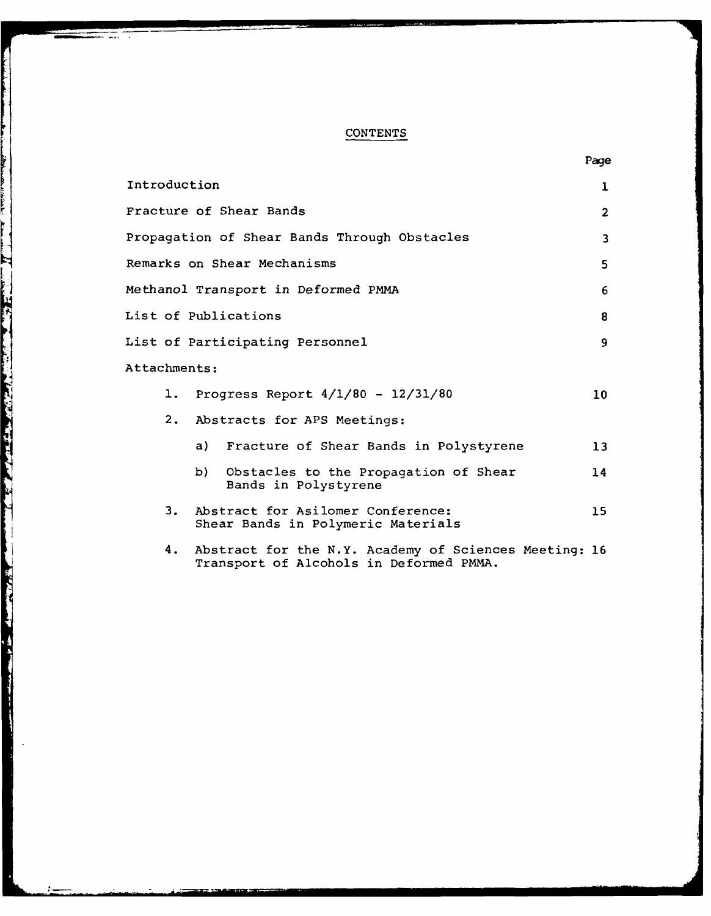## CONTENTS

| | Page |
|---|---|
| Introduction | 1 |
| Fracture of Shear Bands | 2 |
| Propagation of Shear Bands Through Obstacles | 3 |
| Remarks on Shear Mechanisms | 5 |
| Methanol Transport in Deformed PMMA | 6 |
| List of Publications | 8 |
| List of Participating Personnel | 9 |
| Attachments: | |
| 1. Progress Report 4/1/80 - 12/31/80 | 10 |
| 2. Abstracts for APS Meetings: | |
| a) Fracture of Shear Bands in Polystyrene | 13 |
| b) Obstacles to the Propagation of Shear Bands in Polystyrene | 14 |
| 3. Abstract for Asilomer Conference: Shear Bands in Polymeric Materials | 15 |
| 4. Abstract for the N.Y. Academy of Sciences Meeting: Transport of Alcohols in Deformed PMMA. | 16 |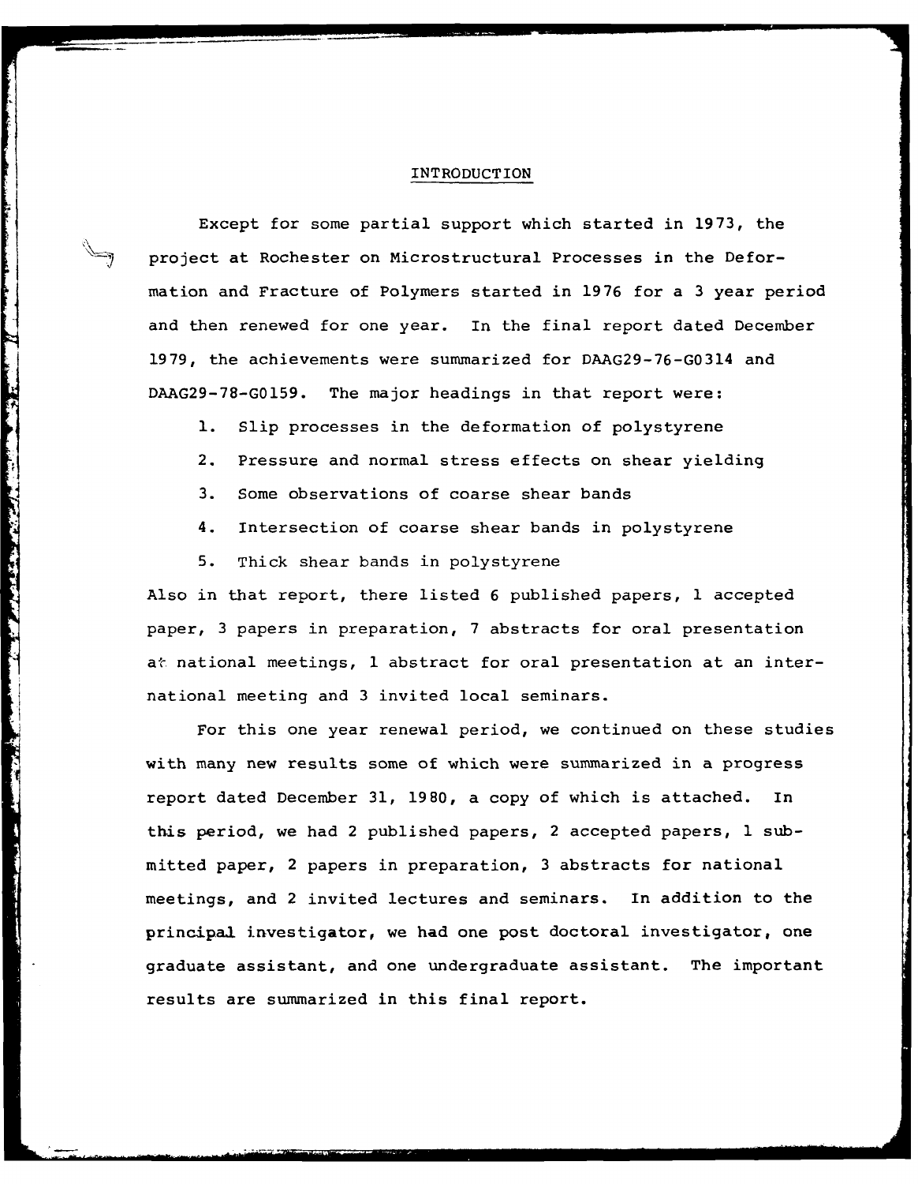## INTRODUCTION

Except for some partial support which started in 1973, the project at Rochester on Microstructural Processes in the Deformation and Fracture of Polymers started in 1976 for a 3 year period and then renewed for one year. In the final report dated December 1979, the achievements were summarized for DAAG29-76-G0314 and DAAG29-78-G0159. The major headings in that report were:

1. Slip processes in the deformation of polystyrene
2. Pressure and normal stress effects on shear yielding
3. Some observations of coarse shear bands
4. Intersection of coarse shear bands in polystyrene
5. Thick shear bands in polystyrene

Also in that report, there listed 6 published papers, 1 accepted paper, 3 papers in preparation, 7 abstracts for oral presentation at national meetings, 1 abstract for oral presentation at an international meeting and 3 invited local seminars.

For this one year renewal period, we continued on these studies with many new results some of which were summarized in a progress report dated December 31, 1980, a copy of which is attached. In this period, we had 2 published papers, 2 accepted papers, 1 submitted paper, 2 papers in preparation, 3 abstracts for national meetings, and 2 invited lectures and seminars. In addition to the principal investigator, we had one post doctoral investigator, one graduate assistant, and one undergraduate assistant. The important results are summarized in this final report.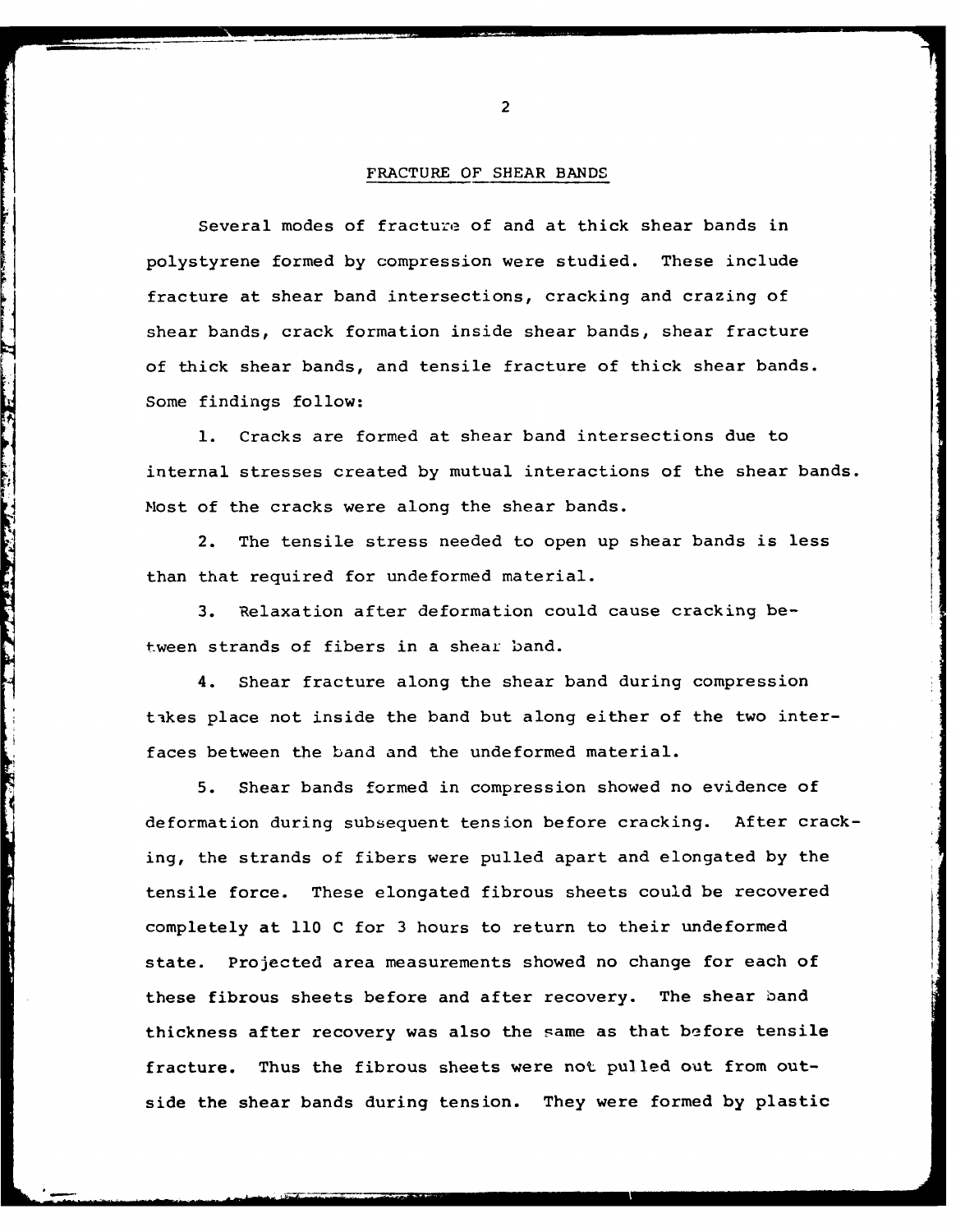## FRACTURE OF SHEAR BANDS

Several modes of fracture of and at thick shear bands in polystyrene formed by compression were studied. These include fracture at shear band intersections, cracking and crazing of shear bands, crack formation inside shear bands, shear fracture of thick shear bands, and tensile fracture of thick shear bands. Some findings follow:

1. Cracks are formed at shear band intersections due to internal stresses created by mutual interactions of the shear bands. Most of the cracks were along the shear bands.

2. The tensile stress needed to open up shear bands is less than that required for undeformed material.

3. Relaxation after deformation could cause cracking between strands of fibers in a shear band.

4. Shear fracture along the shear band during compression takes place not inside the band but along either of the two interfaces between the band and the undeformed material.

5. Shear bands formed in compression showed no evidence of deformation during subsequent tension before cracking. After cracking, the strands of fibers were pulled apart and elongated by the tensile force. These elongated fibrous sheets could be recovered completely at 110 C for 3 hours to return to their undeformed state. Projected area measurements showed no change for each of these fibrous sheets before and after recovery. The shear band thickness after recovery was also the same as that before tensile fracture. Thus the fibrous sheets were not pulled out from outside the shear bands during tension. They were formed by plastic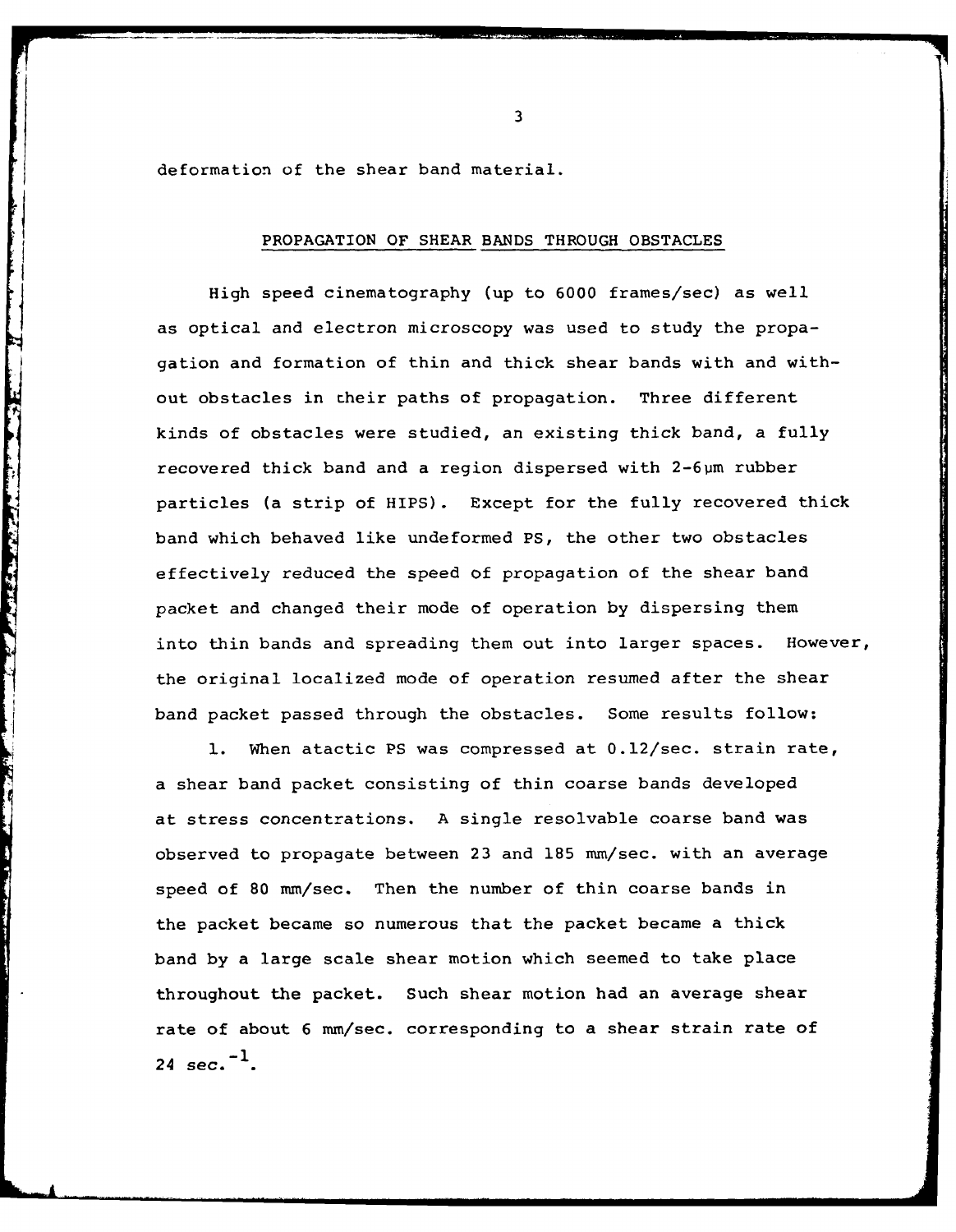deformation of the shear band material.

## PROPAGATION OF SHEAR BANDS THROUGH OBSTACLES

High speed cinematography (up to 6000 frames/sec) as well as optical and electron microscopy was used to study the propagation and formation of thin and thick shear bands with and without obstacles in their paths of propagation. Three different kinds of obstacles were studied, an existing thick band, a fully recovered thick band and a region dispersed with 2-6μm rubber particles (a strip of HIPS). Except for the fully recovered thick band which behaved like undeformed PS, the other two obstacles effectively reduced the speed of propagation of the shear band packet and changed their mode of operation by dispersing them into thin bands and spreading them out into larger spaces. However, the original localized mode of operation resumed after the shear band packet passed through the obstacles. Some results follow:

1. When atactic PS was compressed at 0.12/sec. strain rate, a shear band packet consisting of thin coarse bands developed at stress concentrations. A single resolvable coarse band was observed to propagate between 23 and 185 mm/sec. with an average speed of 80 mm/sec. Then the number of thin coarse bands in the packet became so numerous that the packet became a thick band by a large scale shear motion which seemed to take place throughout the packet. Such shear motion had an average shear rate of about 6 mm/sec. corresponding to a shear strain rate of 24 $sec.^{-1}$.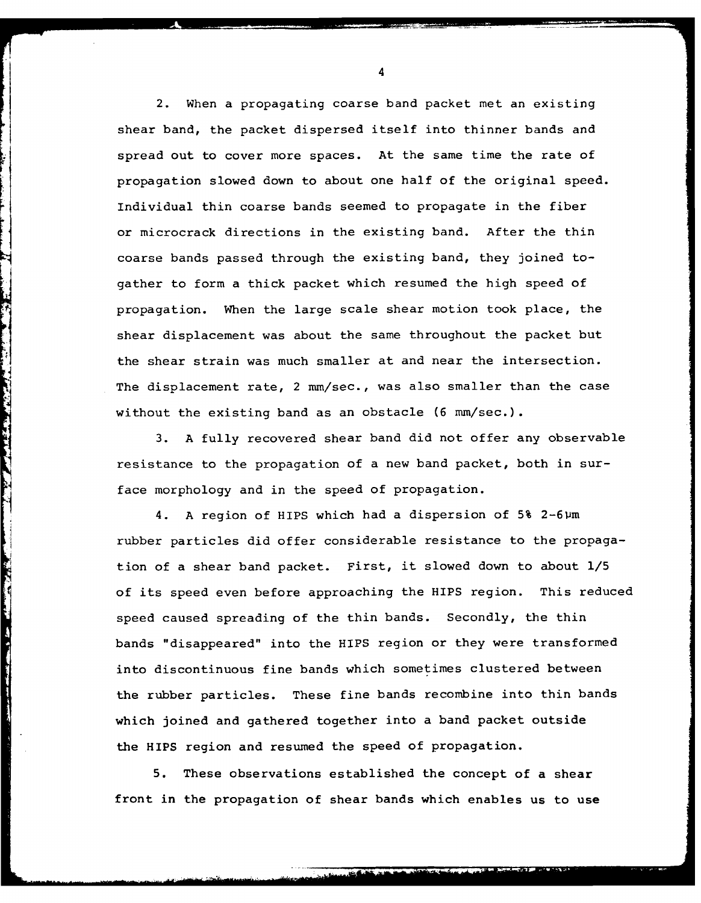2. When a propagating coarse band packet met an existing shear band, the packet dispersed itself into thinner bands and spread out to cover more spaces. At the same time the rate of propagation slowed down to about one half of the original speed. Individual thin coarse bands seemed to propagate in the fiber or microcrack directions in the existing band. After the thin coarse bands passed through the existing band, they joined togather to form a thick packet which resumed the high speed of propagation. When the large scale shear motion took place, the shear displacement was about the same throughout the packet but the shear strain was much smaller at and near the intersection. The displacement rate, 2 mm/sec., was also smaller than the case without the existing band as an obstacle (6 mm/sec.).

3. A fully recovered shear band did not offer any observable resistance to the propagation of a new band packet, both in surface morphology and in the speed of propagation.

4. A region of HIPS which had a dispersion of 5% 2-6μm rubber particles did offer considerable resistance to the propagation of a shear band packet. First, it slowed down to about 1/5 of its speed even before approaching the HIPS region. This reduced speed caused spreading of the thin bands. Secondly, the thin bands "disappeared" into the HIPS region or they were transformed into discontinuous fine bands which sometimes clustered between the rubber particles. These fine bands recombine into thin bands which joined and gathered together into a band packet outside the HIPS region and resumed the speed of propagation.

5. These observations established the concept of a shear front in the propagation of shear bands which enables us to use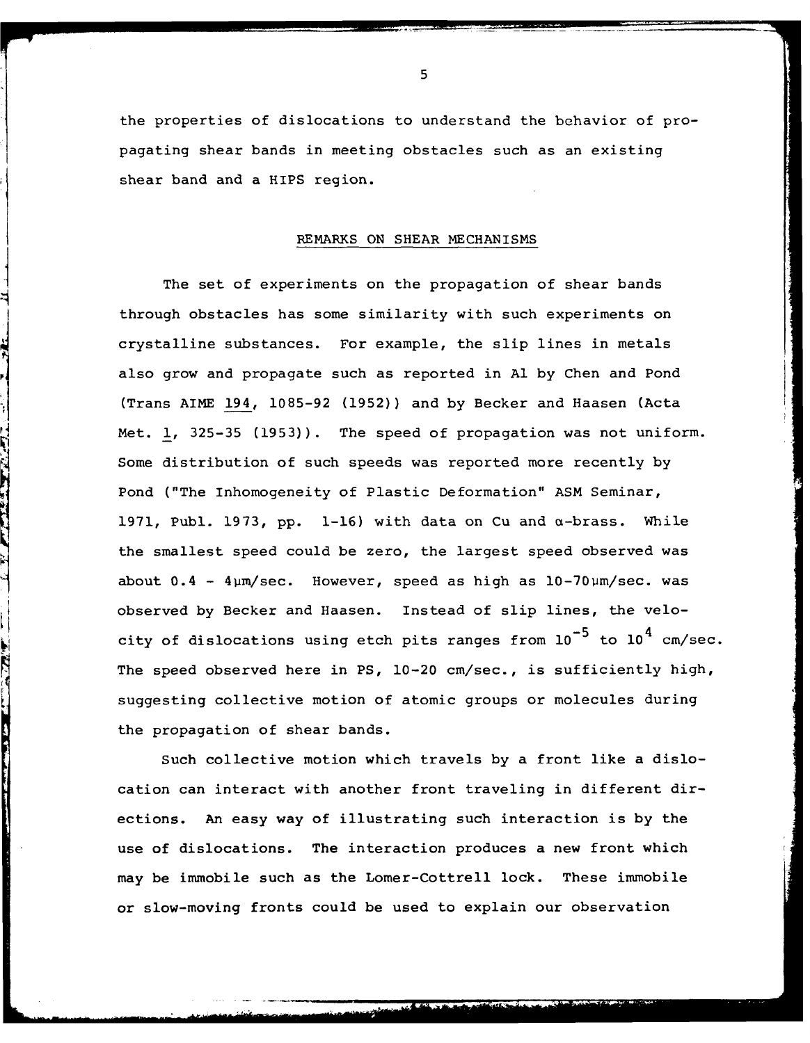the properties of dislocations to understand the behavior of propagating shear bands in meeting obstacles such as an existing shear band and a HIPS region.

## REMARKS ON SHEAR MECHANISMS

The set of experiments on the propagation of shear bands through obstacles has some similarity with such experiments on crystalline substances. For example, the slip lines in metals also grow and propagate such as reported in Al by Chen and Pond (Trans AIME 194, 1085-92 (1952)) and by Becker and Haasen (Acta Met. 1, 325-35 (1953)). The speed of propagation was not uniform. Some distribution of such speeds was reported more recently by Pond ("The Inhomogeneity of Plastic Deformation" ASM Seminar, 1971, Publ. 1973, pp. 1-16) with data on Cu and α-brass. While the smallest speed could be zero, the largest speed observed was about 0.4 - 4μm/sec. However, speed as high as 10-70μm/sec. was observed by Becker and Haasen. Instead of slip lines, the velocity of dislocations using etch pits ranges from $10^{-5}$ to $10^{4}$ cm/sec. The speed observed here in PS, 10-20 cm/sec., is sufficiently high, suggesting collective motion of atomic groups or molecules during the propagation of shear bands.

Such collective motion which travels by a front like a dislocation can interact with another front traveling in different directions. An easy way of illustrating such interaction is by the use of dislocations. The interaction produces a new front which may be immobile such as the Lomer-Cottrell lock. These immobile or slow-moving fronts could be used to explain our observation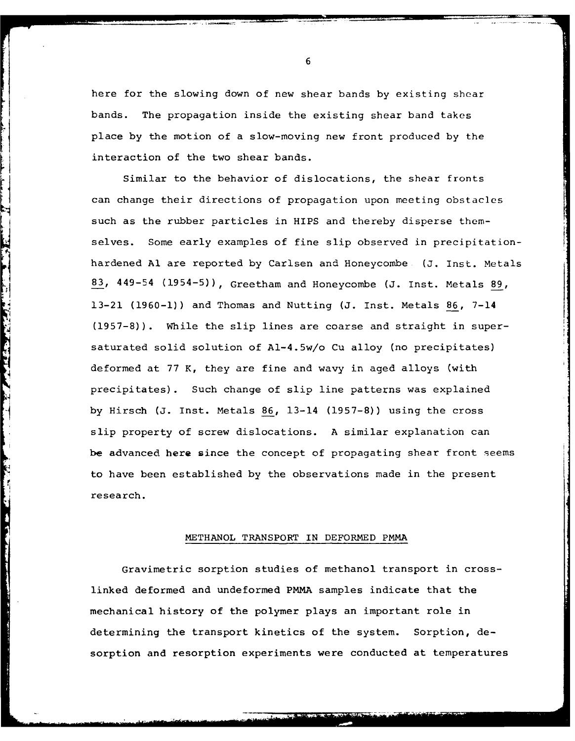here for the slowing down of new shear bands by existing shear bands. The propagation inside the existing shear band takes place by the motion of a slow-moving new front produced by the interaction of the two shear bands.

Similar to the behavior of dislocations, the shear fronts can change their directions of propagation upon meeting obstacles such as the rubber particles in HIPS and thereby disperse themselves. Some early examples of fine slip observed in precipitation-hardened Al are reported by Carlsen and Honeycombe (J. Inst. Metals 83, 449-54 (1954-5)), Greetham and Honeycombe (J. Inst. Metals 89, 13-21 (1960-1)) and Thomas and Nutting (J. Inst. Metals 86, 7-14 (1957-8)). While the slip lines are coarse and straight in supersaturated solid solution of Al-4.5w/o Cu alloy (no precipitates) deformed at 77 K, they are fine and wavy in aged alloys (with precipitates). Such change of slip line patterns was explained by Hirsch (J. Inst. Metals 86, 13-14 (1957-8)) using the cross slip property of screw dislocations. A similar explanation can be advanced here since the concept of propagating shear front seems to have been established by the observations made in the present research.

## METHANOL TRANSPORT IN DEFORMED PMMA

Gravimetric sorption studies of methanol transport in cross-linked deformed and undeformed PMMA samples indicate that the mechanical history of the polymer plays an important role in determining the transport kinetics of the system. Sorption, desorption and resorption experiments were conducted at temperatures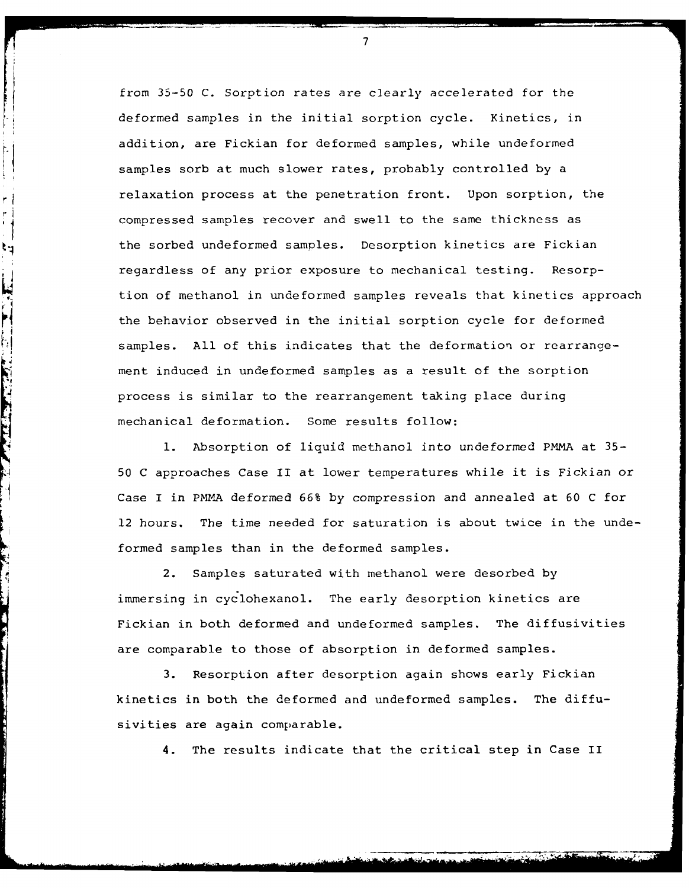from 35-50 C. Sorption rates are clearly accelerated for the deformed samples in the initial sorption cycle. Kinetics, in addition, are Fickian for deformed samples, while undeformed samples sorb at much slower rates, probably controlled by a relaxation process at the penetration front. Upon sorption, the compressed samples recover and swell to the same thickness as the sorbed undeformed samples. Desorption kinetics are Fickian regardless of any prior exposure to mechanical testing. Resorption of methanol in undeformed samples reveals that kinetics approach the behavior observed in the initial sorption cycle for deformed samples. All of this indicates that the deformation or rearrangement induced in undeformed samples as a result of the sorption process is similar to the rearrangement taking place during mechanical deformation. Some results follow:

1. Absorption of liquid methanol into undeformed PMMA at 35-50 C approaches Case II at lower temperatures while it is Fickian or Case I in PMMA deformed 66% by compression and annealed at 60 C for 12 hours. The time needed for saturation is about twice in the undeformed samples than in the deformed samples.

2. Samples saturated with methanol were desorbed by immersing in cyclohexanol. The early desorption kinetics are Fickian in both deformed and undeformed samples. The diffusivities are comparable to those of absorption in deformed samples.

3. Resorption after desorption again shows early Fickian kinetics in both the deformed and undeformed samples. The diffusivities are again comparable.

4. The results indicate that the critical step in Case II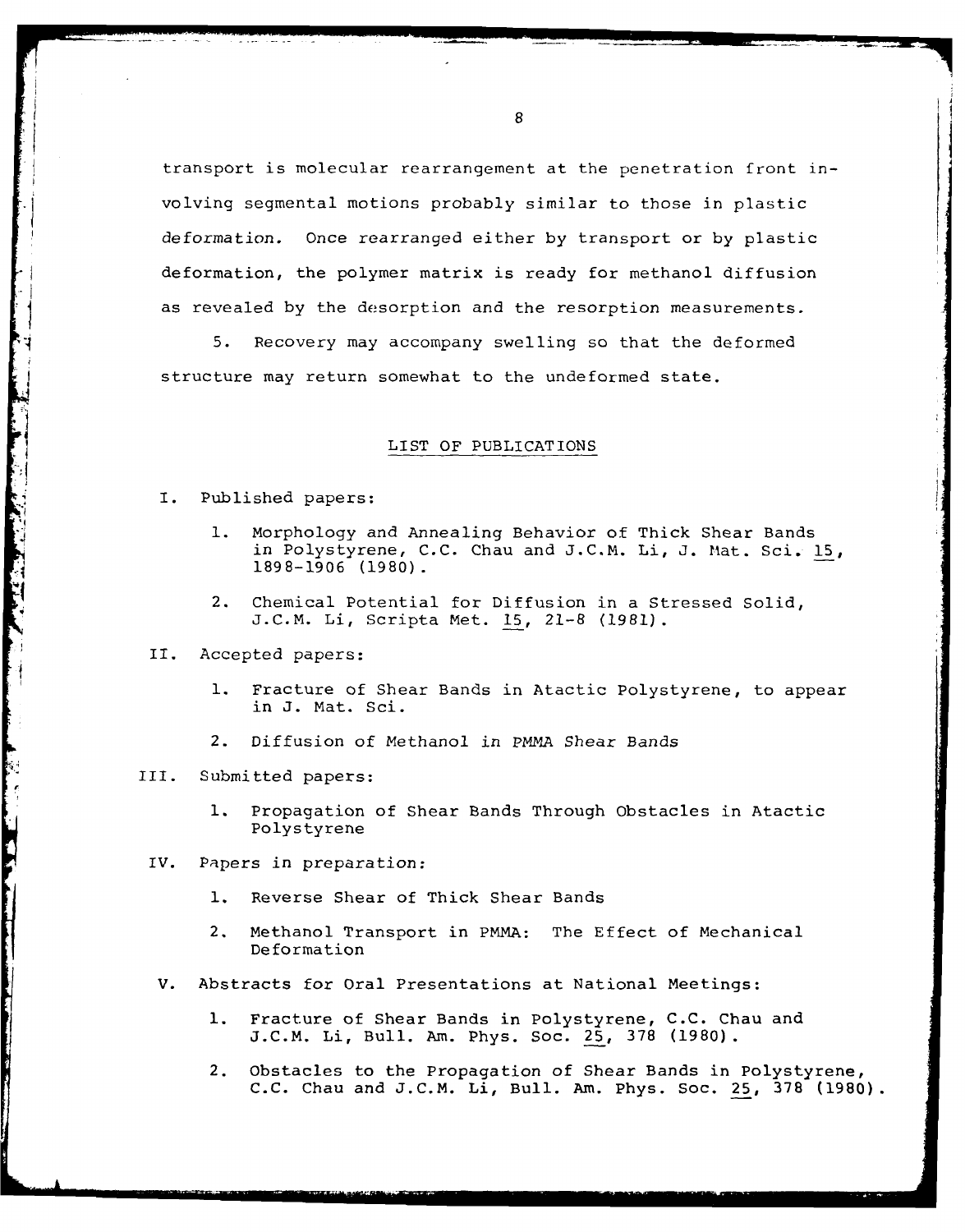transport is molecular rearrangement at the penetration front involving segmental motions probably similar to those in plastic *deformation.* Once rearranged either by transport or by plastic deformation, the polymer matrix is ready for methanol diffusion as revealed by the desorption and the resorption measurements.

5. Recovery may accompany swelling so that the deformed structure may return somewhat to the undeformed state.

## LIST OF PUBLICATIONS

I. Published papers:

1. Morphology and Annealing Behavior of Thick Shear Bands in Polystyrene, C.C. Chau and J.C.M. Li, J. Mat. Sci. 15, 1898-1906 (1980).

2. Chemical Potential for Diffusion in a Stressed Solid, J.C.M. Li, Scripta Met. 15, 21-8 (1981).

II. Accepted papers:

1. Fracture of Shear Bands in Atactic Polystyrene, to appear in J. Mat. Sci.

2. Diffusion of Methanol *in PMMA Shear Bands*

III. Submitted papers:

1. Propagation of Shear Bands Through Obstacles in Atactic Polystyrene

IV. Papers in preparation:

1. Reverse Shear of Thick Shear Bands

2. Methanol Transport in PMMA: The Effect of Mechanical Deformation

V. Abstracts for Oral Presentations at National Meetings:

1. Fracture of Shear Bands in Polystyrene, C.C. Chau and J.C.M. Li, Bull. Am. Phys. Soc. 25, 378 (1980).

2. Obstacles to the Propagation of Shear Bands in Polystyrene, C.C. Chau and J.C.M. Li, Bull. Am. Phys. Soc. 25, 378 (1980).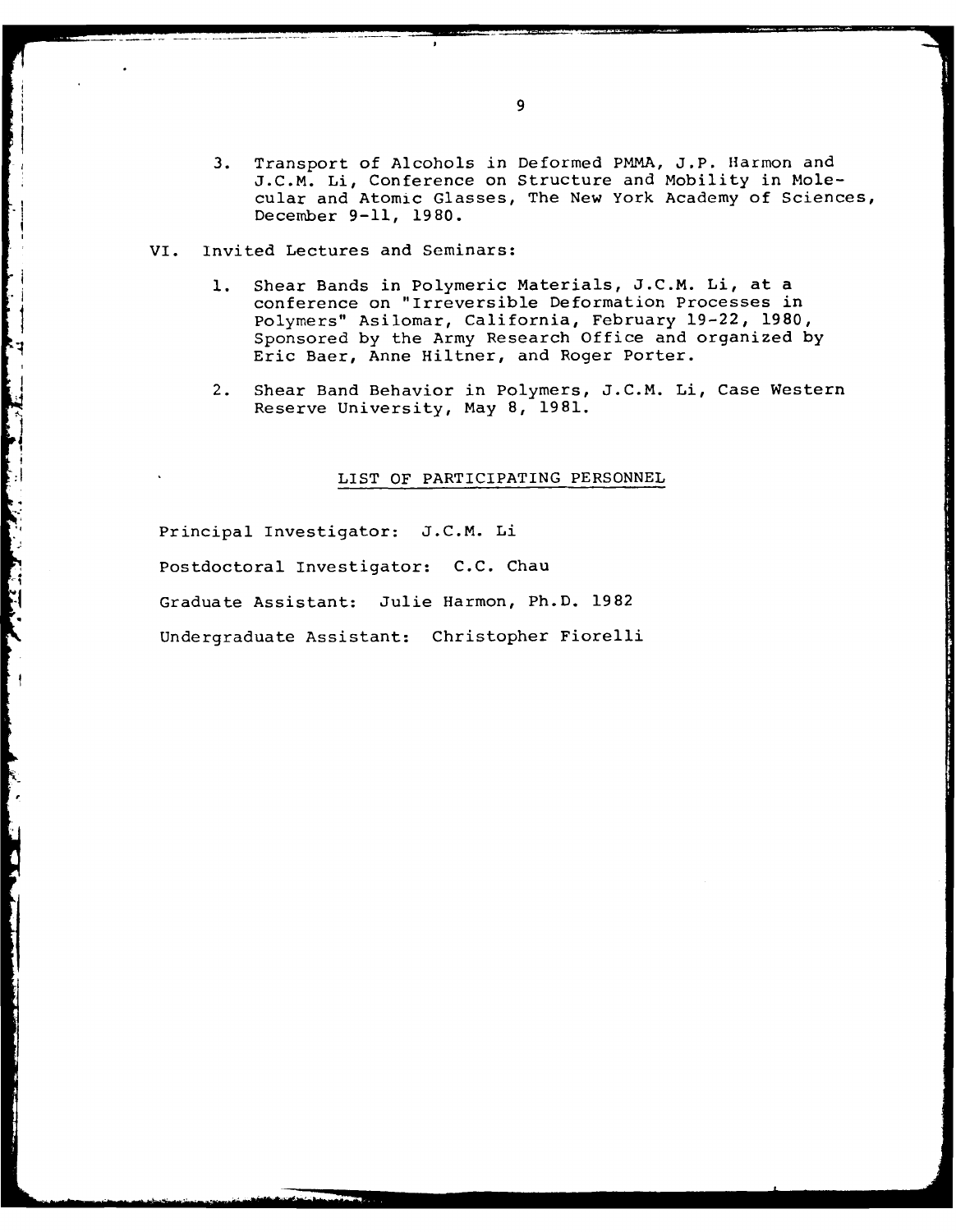3. Transport of Alcohols in Deformed PMMA, J.P. Harmon and J.C.M. Li, Conference on Structure and Mobility in Molecular and Atomic Glasses, The New York Academy of Sciences, December 9-11, 1980.

VI. Invited Lectures and Seminars:

1. Shear Bands in Polymeric Materials, J.C.M. Li, at a conference on "Irreversible Deformation Processes in Polymers" Asilomar, California, February 19-22, 1980, Sponsored by the Army Research Office and organized by Eric Baer, Anne Hiltner, and Roger Porter.

2. Shear Band Behavior in Polymers, J.C.M. Li, Case Western Reserve University, May 8, 1981.

## LIST OF PARTICIPATING PERSONNEL

Principal Investigator: J.C.M. Li

Postdoctoral Investigator: C.C. Chau

Graduate Assistant: Julie Harmon, Ph.D. 1982

Undergraduate Assistant: Christopher Fiorelli